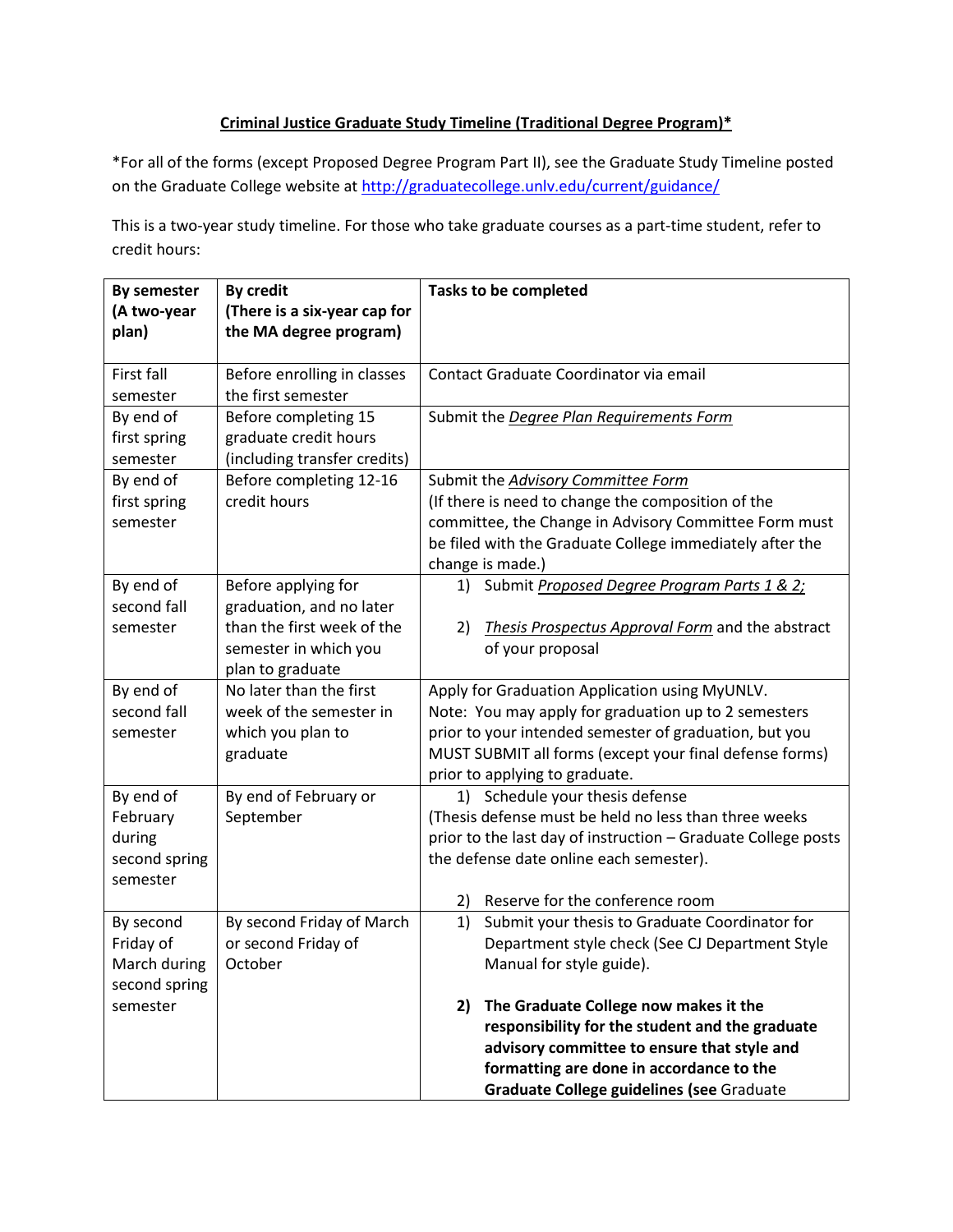**Criminal Justice Graduate Study Timeline (Traditional Degree Program)***

*For all of the forms (except Proposed Degree Program Part II), see the Graduate Study Timeline posted on the Graduate College website at http://graduatecollege.unlv.edu/current/guidance/

This is a two-year study timeline. For those who take graduate courses as a part-time student, refer to credit hours:

| By semester (A two-year plan) | By credit (There is a six-year cap for the MA degree program) | Tasks to be completed |
|---|---|---|
| First fall semester | Before enrolling in classes the first semester | Contact Graduate Coordinator via email |
| By end of first spring semester | Before completing 15 graduate credit hours (including transfer credits) | Submit the *Degree Plan Requirements Form* |
| By end of first spring semester | Before completing 12-16 credit hours | Submit the *Advisory Committee Form* (If there is need to change the composition of the committee, the Change in Advisory Committee Form must be filed with the Graduate College immediately after the change is made.) |
| By end of second fall semester | Before applying for graduation, and no later than the first week of the semester in which you plan to graduate | 1) Submit *Proposed Degree Program Parts 1 & 2;* 2) *Thesis Prospectus Approval Form* and the abstract of your proposal |
| By end of second fall semester | No later than the first week of the semester in which you plan to graduate | Apply for Graduation Application using MyUNLV. Note: You may apply for graduation up to 2 semesters prior to your intended semester of graduation, but you MUST SUBMIT all forms (except your final defense forms) prior to applying to graduate. |
| By end of February during second spring semester | By end of February or September | 1) Schedule your thesis defense (Thesis defense must be held no less than three weeks prior to the last day of instruction – Graduate College posts the defense date online each semester). 2) Reserve for the conference room |
| By second Friday of March during second spring semester | By second Friday of March or second Friday of October | 1) Submit your thesis to Graduate Coordinator for Department style check (See CJ Department Style Manual for style guide). **2) The Graduate College now makes it the responsibility for the student and the graduate advisory committee to ensure that style and formatting are done in accordance to the Graduate College guidelines (see** Graduate |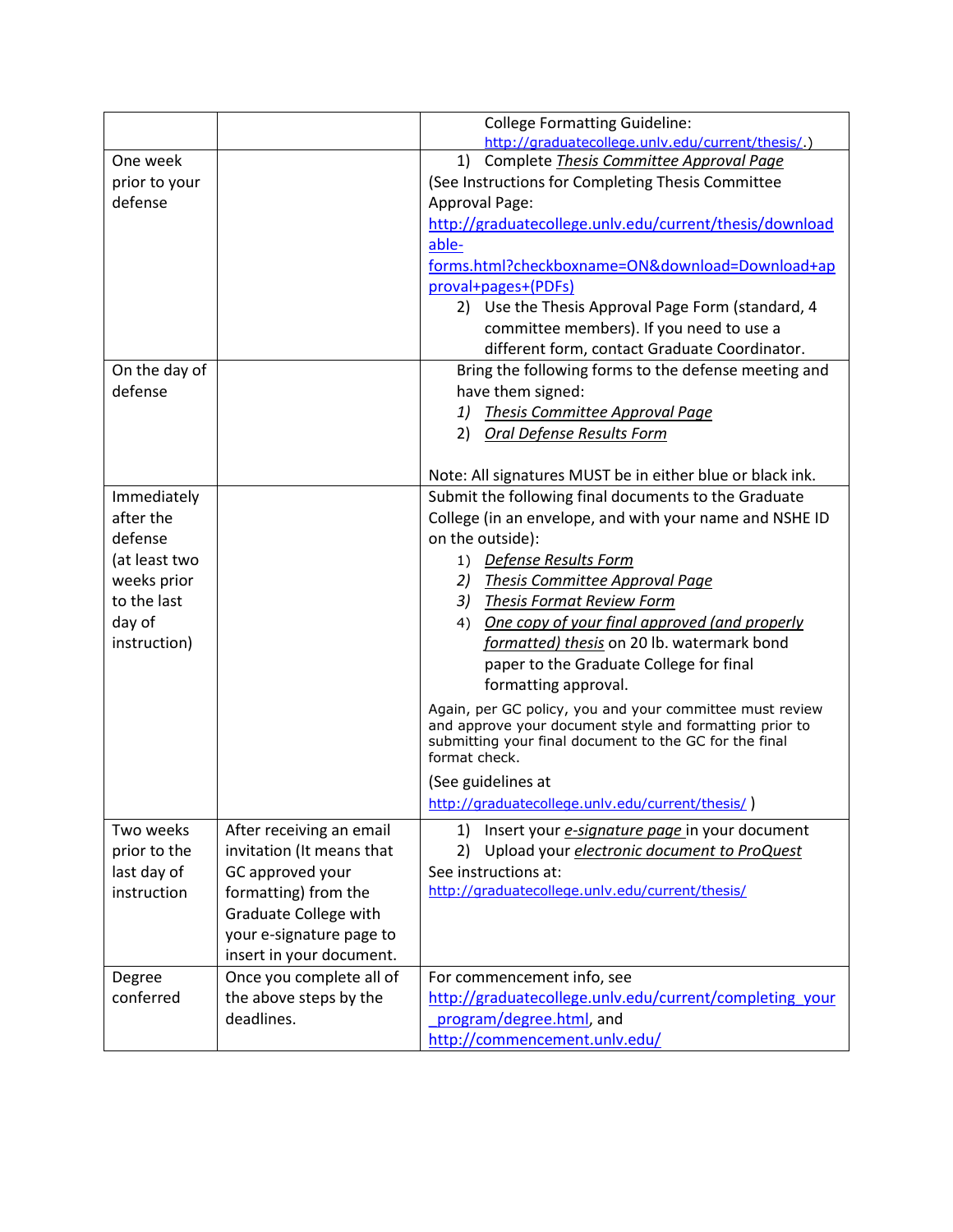| | | |
|---|---|---|
| | | College Formatting Guideline: http://graduatecollege.unlv.edu/current/thesis/.) |
| One week prior to your defense | | 1) Complete *Thesis Committee Approval Page* (See Instructions for Completing Thesis Committee Approval Page: http://graduatecollege.unlv.edu/current/thesis/downloadable-forms.html?checkboxname=ON&download=Download+approval+pages+(PDFs)<br>2) Use the Thesis Approval Page Form (standard, 4 committee members). If you need to use a different form, contact Graduate Coordinator. |
| On the day of defense | | Bring the following forms to the defense meeting and have them signed:<br>1) *Thesis Committee Approval Page*<br>2) *Oral Defense Results Form*<br><br>Note: All signatures MUST be in either blue or black ink. |
| Immediately after the defense (at least two weeks prior to the last day of instruction) | | Submit the following final documents to the Graduate College (in an envelope, and with your name and NSHE ID on the outside):<br>1) *Defense Results Form*<br>2) *Thesis Committee Approval Page*<br>3) *Thesis Format Review Form*<br>4) *One copy of your final approved (and properly formatted) thesis* on 20 lb. watermark bond paper to the Graduate College for final formatting approval.<br><br>Again, per GC policy, you and your committee must review and approve your document style and formatting prior to submitting your final document to the GC for the final format check.<br><br>(See guidelines at http://graduatecollege.unlv.edu/current/thesis/ ) |
| Two weeks prior to the last day of instruction | After receiving an email invitation (It means that GC approved your formatting) from the Graduate College with your e-signature page to insert in your document. | 1) Insert your *e-signature page* in your document<br>2) Upload your *electronic document to ProQuest*<br>See instructions at: http://graduatecollege.unlv.edu/current/thesis/ |
| Degree conferred | Once you complete all of the above steps by the deadlines. | For commencement info, see http://graduatecollege.unlv.edu/current/completing_your_program/degree.html, and http://commencement.unlv.edu/ |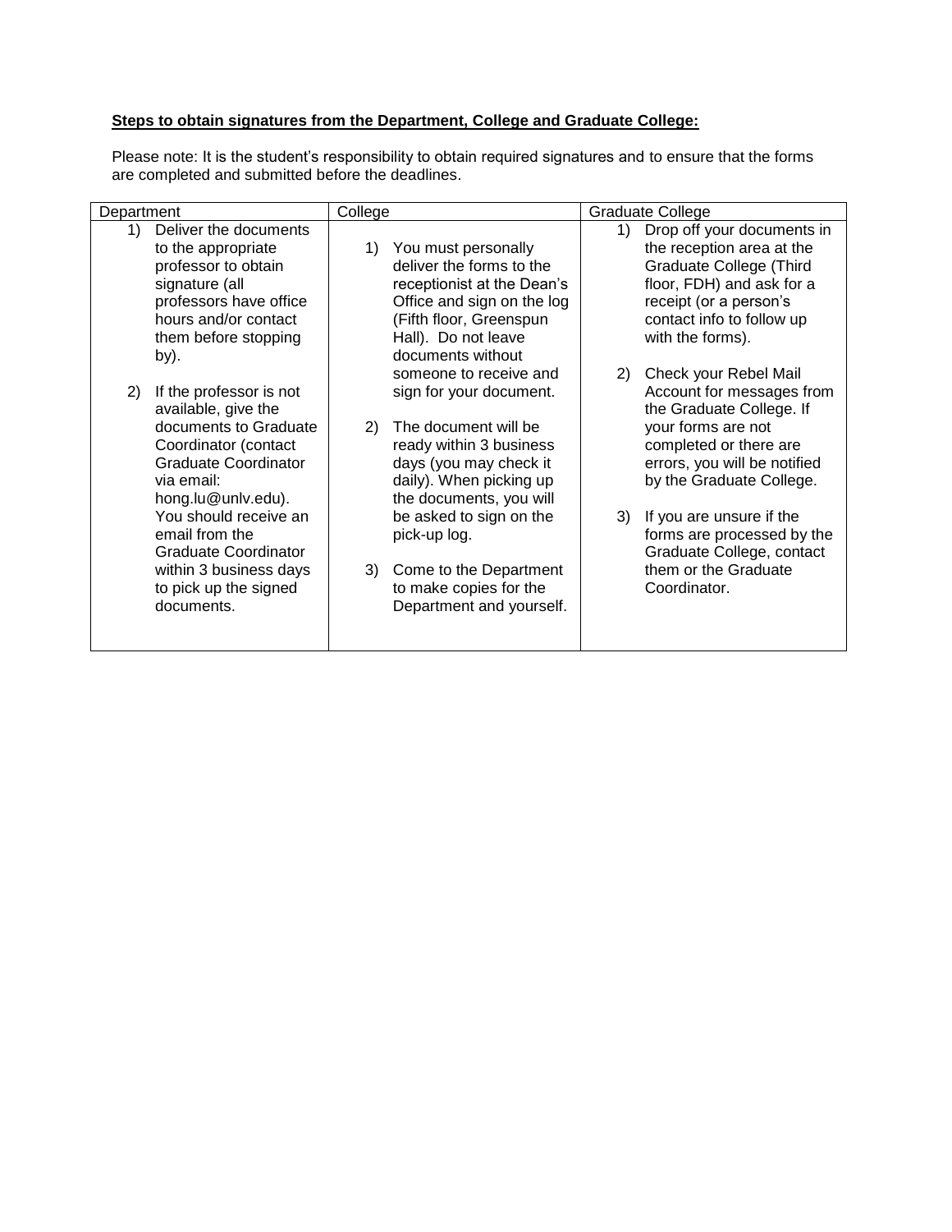**Steps to obtain signatures from the Department, College and Graduate College:**

Please note: It is the student's responsibility to obtain required signatures and to ensure that the forms are completed and submitted before the deadlines.

| Department | College | Graduate College |
|---|---|---|
| 1) Deliver the documents to the appropriate professor to obtain signature (all professors have office hours and/or contact them before stopping by).<br><br>2) If the professor is not available, give the documents to Graduate Coordinator (contact Graduate Coordinator via email: hong.lu@unlv.edu). You should receive an email from the Graduate Coordinator within 3 business days to pick up the signed documents. | 1) You must personally deliver the forms to the receptionist at the Dean's Office and sign on the log (Fifth floor, Greenspun Hall). Do not leave documents without someone to receive and sign for your document.<br><br>2) The document will be ready within 3 business days (you may check it daily). When picking up the documents, you will be asked to sign on the pick-up log.<br><br>3) Come to the Department to make copies for the Department and yourself. | 1) Drop off your documents in the reception area at the Graduate College (Third floor, FDH) and ask for a receipt (or a person's contact info to follow up with the forms).<br><br>2) Check your Rebel Mail Account for messages from the Graduate College. If your forms are not completed or there are errors, you will be notified by the Graduate College.<br><br>3) If you are unsure if the forms are processed by the Graduate College, contact them or the Graduate Coordinator. |